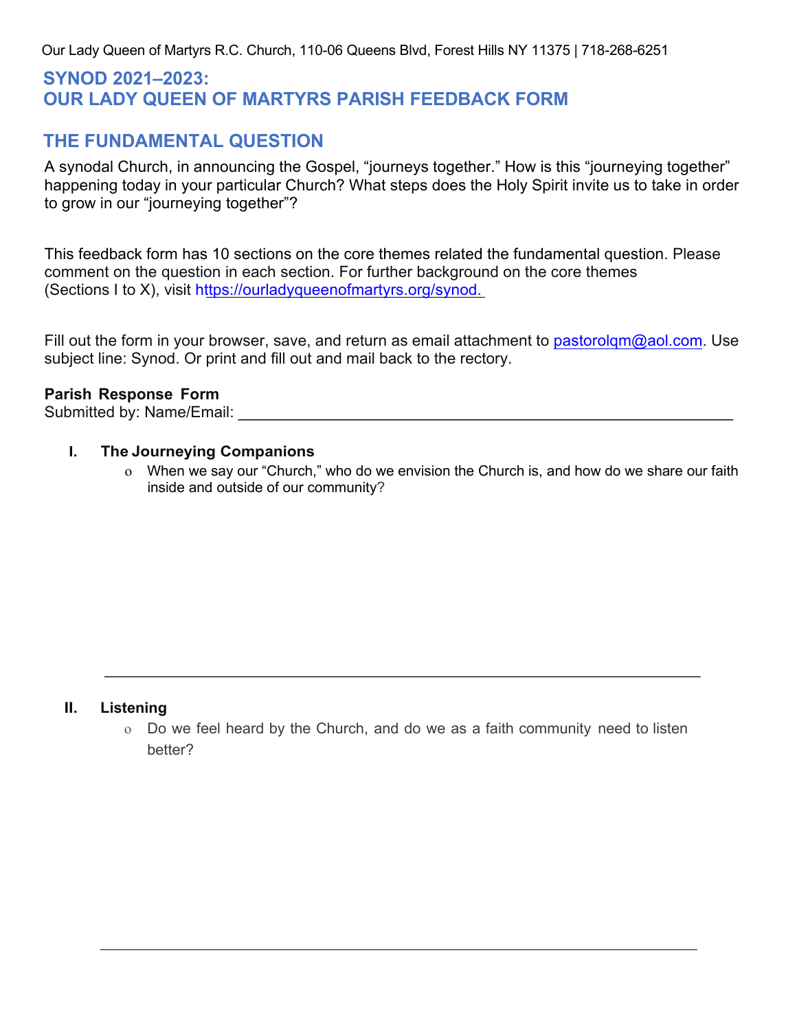Our Lady Queen of Martyrs R.C. Church, 110-06 Queens Blvd, Forest Hills NY 11375 | 718-268-6251

# SYNOD 2021–2023:
# OUR LADY QUEEN OF MARTYRS PARISH FEEDBACK FORM

## THE FUNDAMENTAL QUESTION

A synodal Church, in announcing the Gospel, "journeys together." How is this "journeying together" happening today in your particular Church? What steps does the Holy Spirit invite us to take in order to grow in our "journeying together"?

This feedback form has 10 sections on the core themes related the fundamental question. Please comment on the question in each section. For further background on the core themes (Sections I to X), visit https://ourladyqueenofmartyrs.org/synod.

Fill out the form in your browser, save, and return as email attachment to pastorolqm@aol.com. Use subject line: Synod. Or print and fill out and mail back to the rectory.

**Parish Response Form**
Submitted by: Name/Email: ___________________________________________________________

**I. The Journeying Companions**

- When we say our "Church," who do we envision the Church is, and how do we share our faith inside and outside of our community?

_____________________________________________________________________

**II. Listening**

- Do we feel heard by the Church, and do we as a faith community need to listen better?

_____________________________________________________________________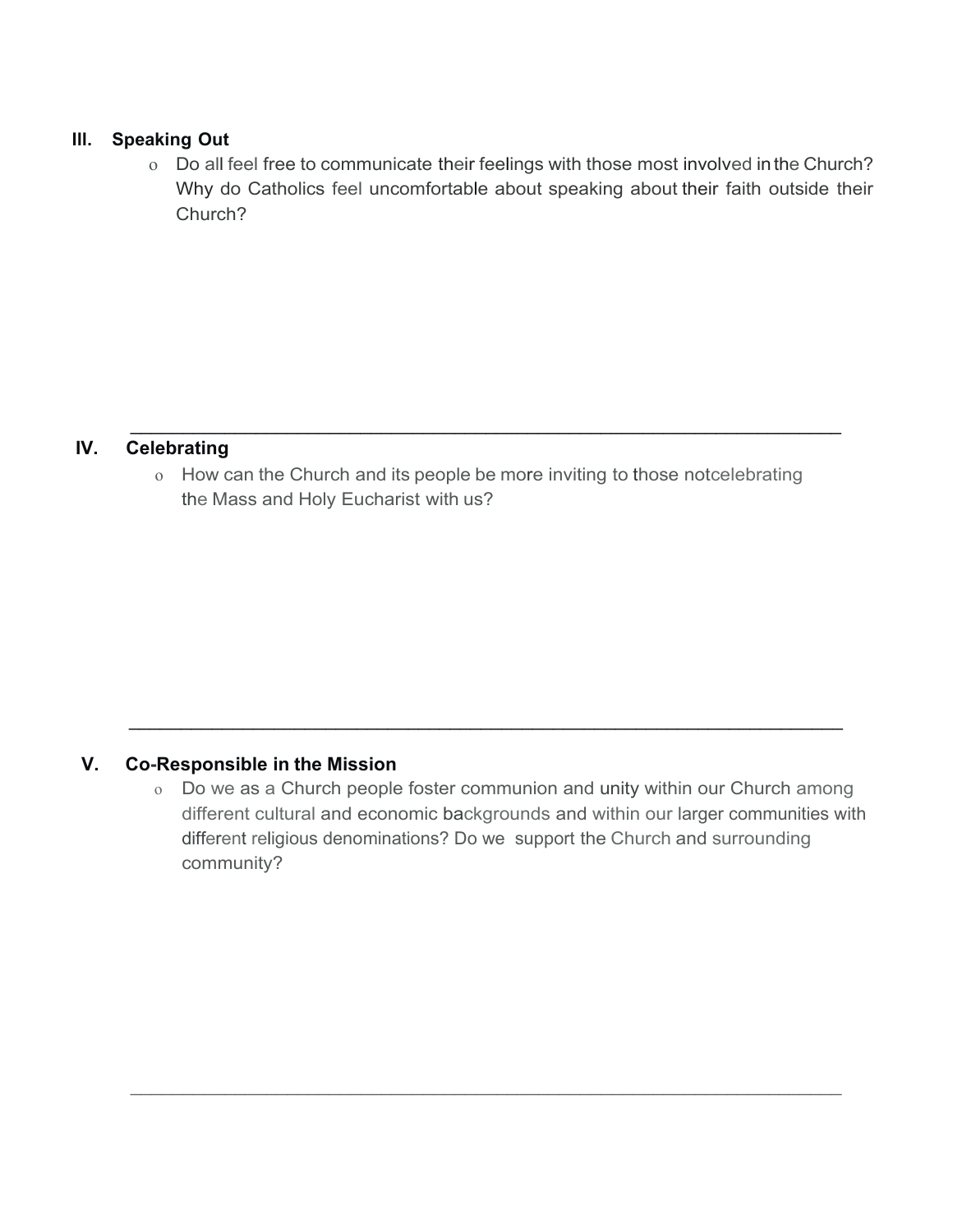## III. Speaking Out

- Do all feel free to communicate their feelings with those most involved in the Church? Why do Catholics feel uncomfortable about speaking about their faith outside their Church?

---

## IV. Celebrating

- How can the Church and its people be more inviting to those notcelebrating the Mass and Holy Eucharist with us?

---

## V. Co-Responsible in the Mission

- Do we as a Church people foster communion and unity within our Church among different cultural and economic backgrounds and within our larger communities with different religious denominations? Do we support the Church and surrounding community?

---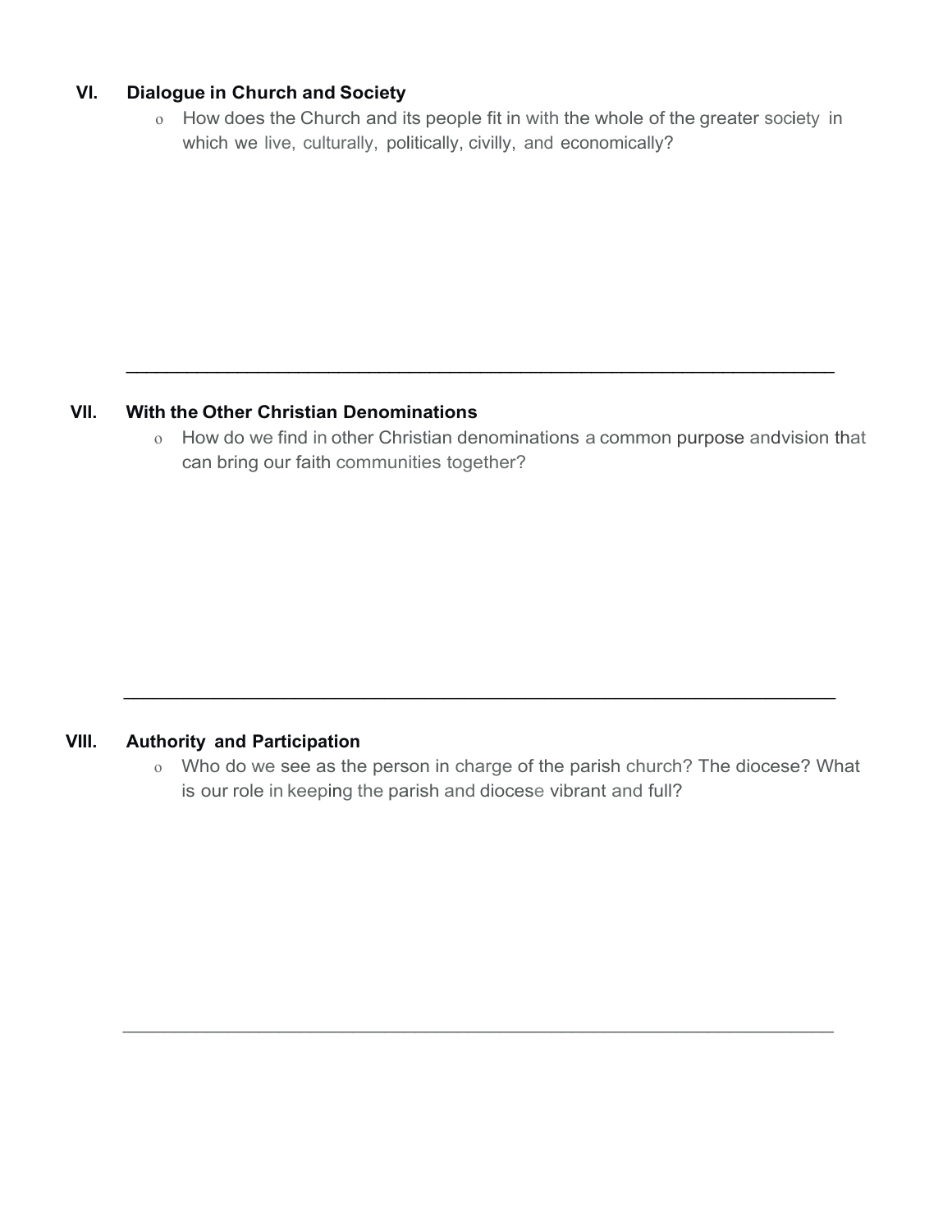## VI. Dialogue in Church and Society

- How does the Church and its people fit in with the whole of the greater society in which we live, culturally, politically, civilly, and economically?

---

## VII. With the Other Christian Denominations

- How do we find in other Christian denominations a common purpose andvision that can bring our faith communities together?

---

## VIII. Authority and Participation

- Who do we see as the person in charge of the parish church? The diocese? What is our role in keeping the parish and diocese vibrant and full?

---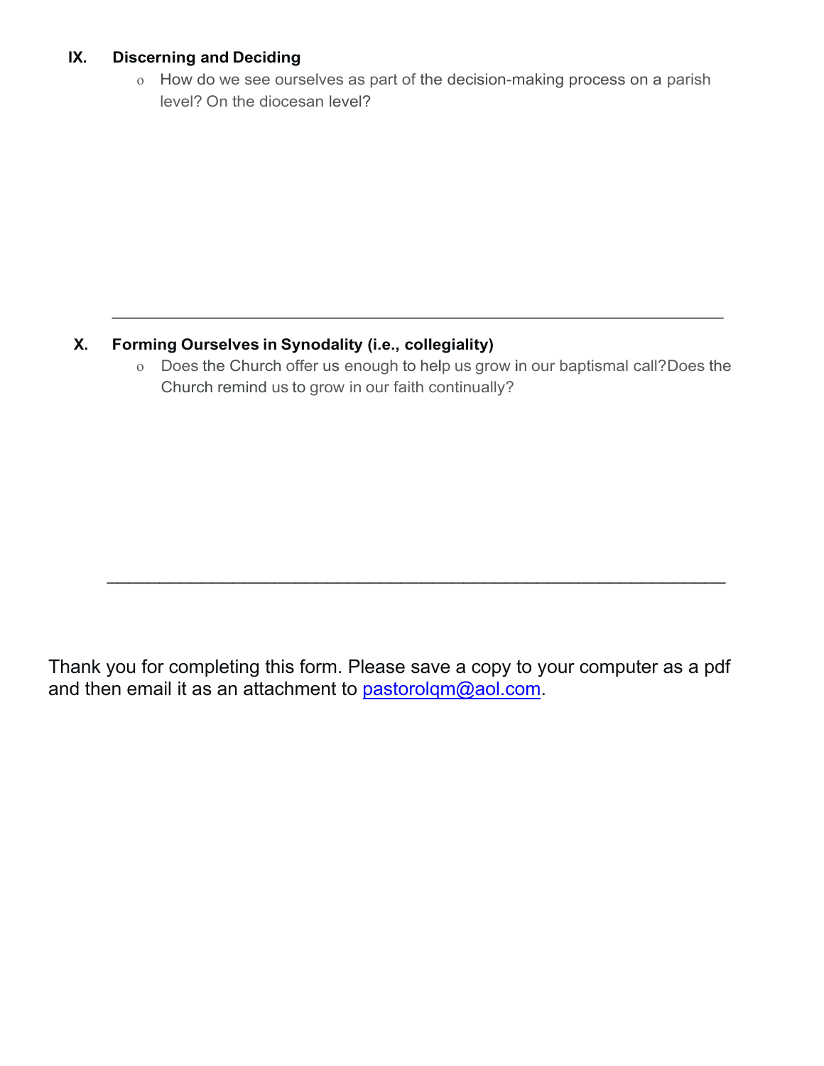**IX. Discerning and Deciding**

- How do we see ourselves as part of the decision-making process on a parish level? On the diocesan level?

---

**X. Forming Ourselves in Synodality (i.e., collegiality)**

- Does the Church offer us enough to help us grow in our baptismal call?Does the Church remind us to grow in our faith continually?

---

Thank you for completing this form. Please save a copy to your computer as a pdf and then email it as an attachment to pastorolqm@aol.com.